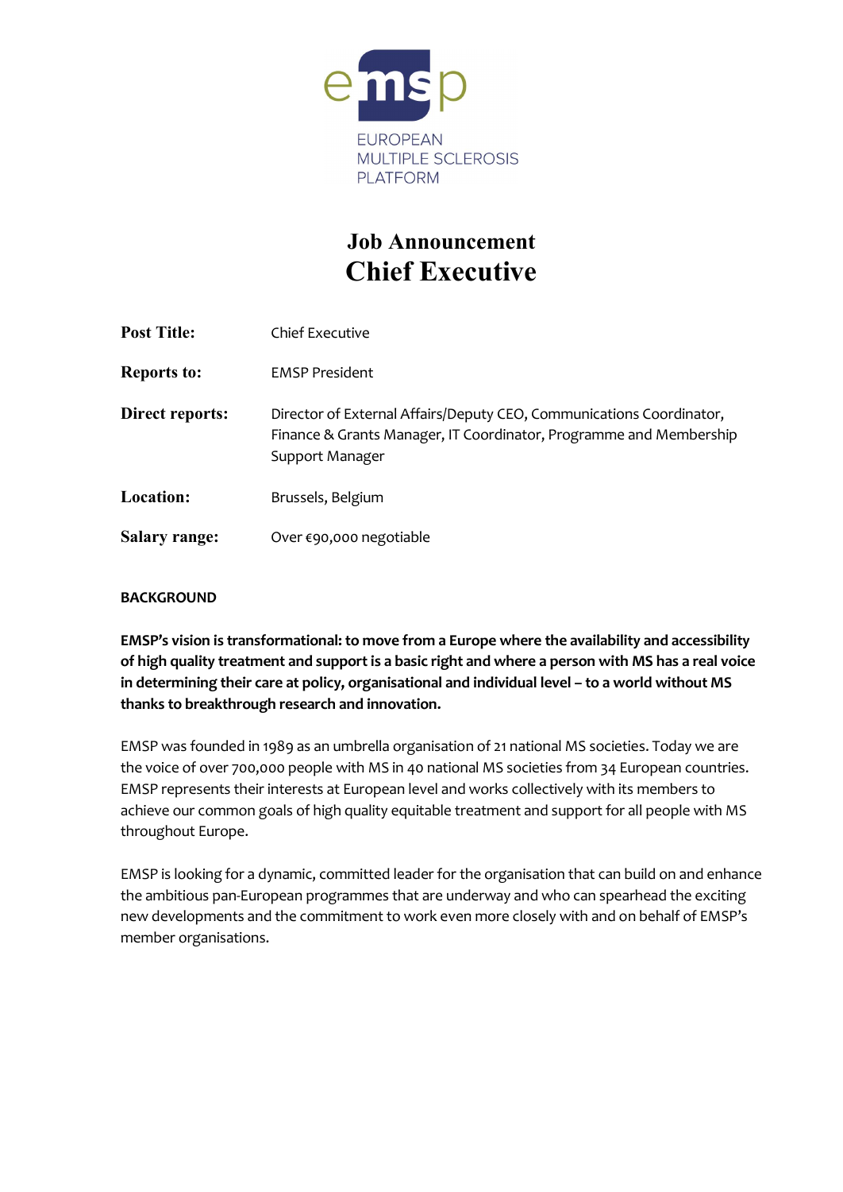EUROPEAN MULTIPLE SCLEROSIS PLATFORM

# Job Announcement
# Chief Executive

| | |
|---|---|
| **Post Title:** | Chief Executive |
| **Reports to:** | EMSP President |
| **Direct reports:** | Director of External Affairs/Deputy CEO, Communications Coordinator, Finance & Grants Manager, IT Coordinator, Programme and Membership Support Manager |
| **Location:** | Brussels, Belgium |
| **Salary range:** | Over €90,000 negotiable |

## BACKGROUND

**EMSP's vision is transformational: to move from a Europe where the availability and accessibility of high quality treatment and support is a basic right and where a person with MS has a real voice in determining their care at policy, organisational and individual level – to a world without MS thanks to breakthrough research and innovation.**

EMSP was founded in 1989 as an umbrella organisation of 21 national MS societies. Today we are the voice of over 700,000 people with MS in 40 national MS societies from 34 European countries. EMSP represents their interests at European level and works collectively with its members to achieve our common goals of high quality equitable treatment and support for all people with MS throughout Europe.

EMSP is looking for a dynamic, committed leader for the organisation that can build on and enhance the ambitious pan-European programmes that are underway and who can spearhead the exciting new developments and the commitment to work even more closely with and on behalf of EMSP's member organisations.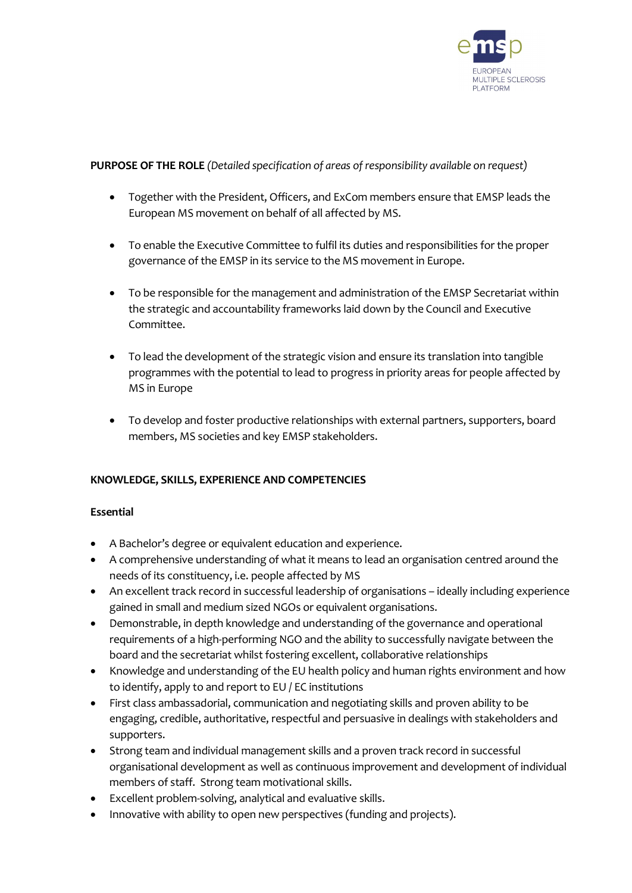**PURPOSE OF THE ROLE** *(Detailed specification of areas of responsibility available on request)*

- Together with the President, Officers, and ExCom members ensure that EMSP leads the European MS movement on behalf of all affected by MS.
- To enable the Executive Committee to fulfil its duties and responsibilities for the proper governance of the EMSP in its service to the MS movement in Europe.
- To be responsible for the management and administration of the EMSP Secretariat within the strategic and accountability frameworks laid down by the Council and Executive Committee.
- To lead the development of the strategic vision and ensure its translation into tangible programmes with the potential to lead to progress in priority areas for people affected by MS in Europe
- To develop and foster productive relationships with external partners, supporters, board members, MS societies and key EMSP stakeholders.

**KNOWLEDGE, SKILLS, EXPERIENCE AND COMPETENCIES**

**Essential**

- A Bachelor's degree or equivalent education and experience.
- A comprehensive understanding of what it means to lead an organisation centred around the needs of its constituency, i.e. people affected by MS
- An excellent track record in successful leadership of organisations – ideally including experience gained in small and medium sized NGOs or equivalent organisations.
- Demonstrable, in depth knowledge and understanding of the governance and operational requirements of a high-performing NGO and the ability to successfully navigate between the board and the secretariat whilst fostering excellent, collaborative relationships
- Knowledge and understanding of the EU health policy and human rights environment and how to identify, apply to and report to EU / EC institutions
- First class ambassadorial, communication and negotiating skills and proven ability to be engaging, credible, authoritative, respectful and persuasive in dealings with stakeholders and supporters.
- Strong team and individual management skills and a proven track record in successful organisational development as well as continuous improvement and development of individual members of staff. Strong team motivational skills.
- Excellent problem-solving, analytical and evaluative skills.
- Innovative with ability to open new perspectives (funding and projects).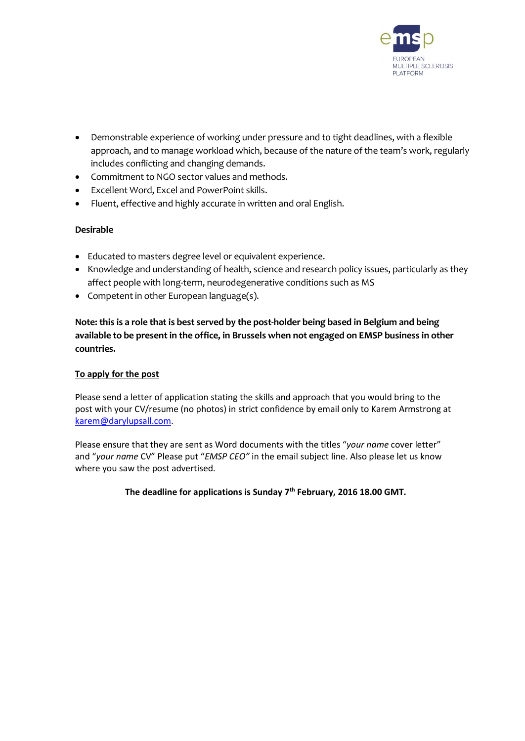- Demonstrable experience of working under pressure and to tight deadlines, with a flexible approach, and to manage workload which, because of the nature of the team's work, regularly includes conflicting and changing demands.
- Commitment to NGO sector values and methods.
- Excellent Word, Excel and PowerPoint skills.
- Fluent, effective and highly accurate in written and oral English.

**Desirable**

- Educated to masters degree level or equivalent experience.
- Knowledge and understanding of health, science and research policy issues, particularly as they affect people with long-term, neurodegenerative conditions such as MS
- Competent in other European language(s).

**Note: this is a role that is best served by the post-holder being based in Belgium and being available to be present in the office, in Brussels when not engaged on EMSP business in other countries.**

**To apply for the post**

Please send a letter of application stating the skills and approach that you would bring to the post with your CV/resume (no photos) in strict confidence by email only to Karem Armstrong at karem@darylupsall.com.

Please ensure that they are sent as Word documents with the titles "*your name* cover letter" and "*your name* CV" Please put "*EMSP CEO"* in the email subject line. Also please let us know where you saw the post advertised.

**The deadline for applications is Sunday 7th February, 2016 18.00 GMT.**